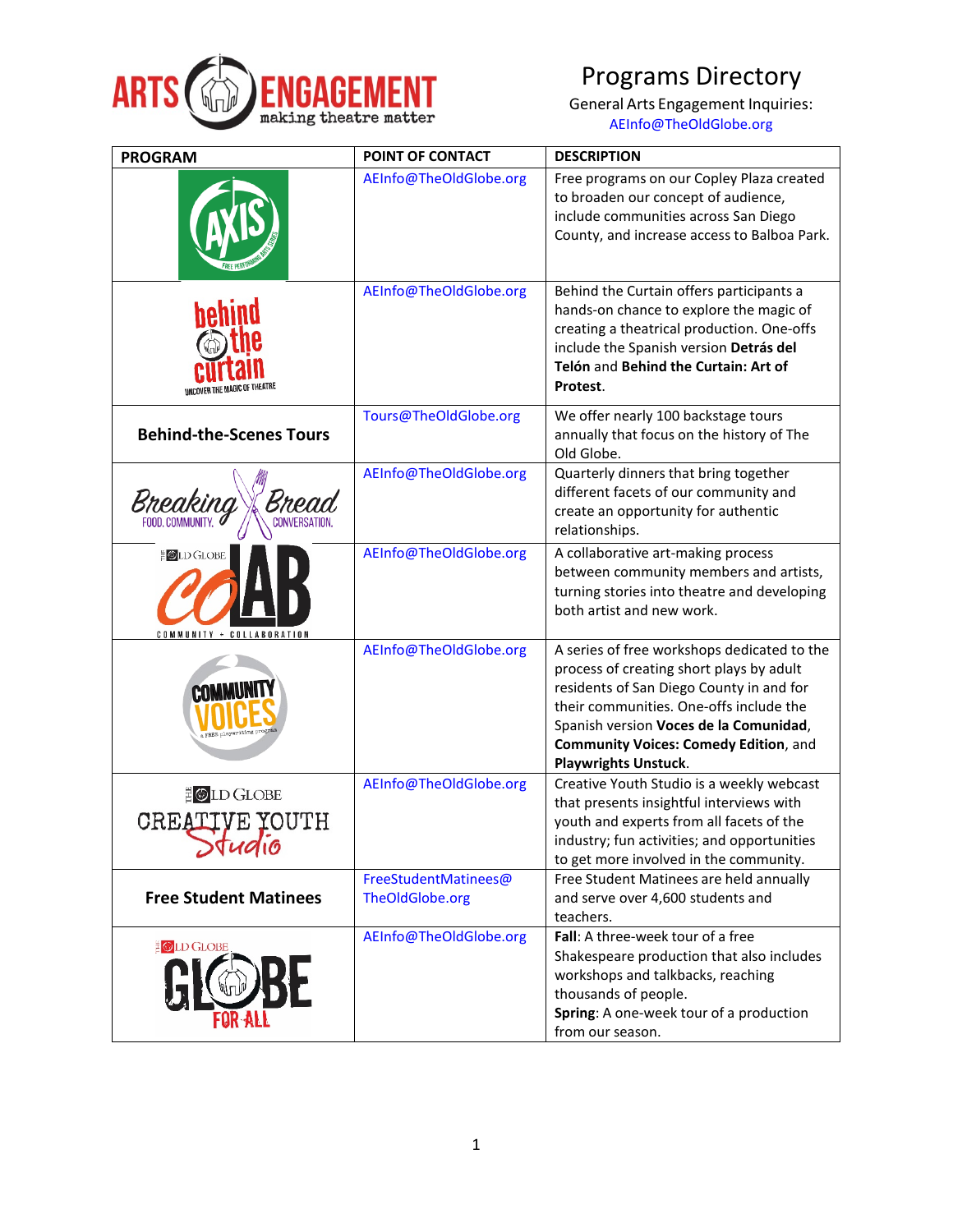ARTS ENGAGEMENT
making theatre matter

# Programs Directory

General Arts Engagement Inquiries:
AEInfo@TheOldGlobe.org

| PROGRAM | POINT OF CONTACT | DESCRIPTION |
| --- | --- | --- |
| AXIS | AEInfo@TheOldGlobe.org | Free programs on our Copley Plaza created to broaden our concept of audience, include communities across San Diego County, and increase access to Balboa Park. |
| Behind the Curtain | AEInfo@TheOldGlobe.org | Behind the Curtain offers participants a hands-on chance to explore the magic of creating a theatrical production. One-offs include the Spanish version **Detrás del Telón** and **Behind the Curtain: Art of Protest**. |
| **Behind-the-Scenes Tours** | Tours@TheOldGlobe.org | We offer nearly 100 backstage tours annually that focus on the history of The Old Globe. |
| Breaking Bread | AEInfo@TheOldGlobe.org | Quarterly dinners that bring together different facets of our community and create an opportunity for authentic relationships. |
| The Old Globe CoLAB | AEInfo@TheOldGlobe.org | A collaborative art-making process between community members and artists, turning stories into theatre and developing both artist and new work. |
| Community Voices | AEInfo@TheOldGlobe.org | A series of free workshops dedicated to the process of creating short plays by adult residents of San Diego County in and for their communities. One-offs include the Spanish version **Voces de la Comunidad**, **Community Voices: Comedy Edition**, and **Playwrights Unstuck**. |
| The Old Globe Creative Youth Studio | AEInfo@TheOldGlobe.org | Creative Youth Studio is a weekly webcast that presents insightful interviews with youth and experts from all facets of the industry; fun activities; and opportunities to get more involved in the community. |
| **Free Student Matinees** | FreeStudentMatinees@TheOldGlobe.org | Free Student Matinees are held annually and serve over 4,600 students and teachers. |
| The Old Globe Globe for All | AEInfo@TheOldGlobe.org | **Fall**: A three-week tour of a free Shakespeare production that also includes workshops and talkbacks, reaching thousands of people. **Spring**: A one-week tour of a production from our season. |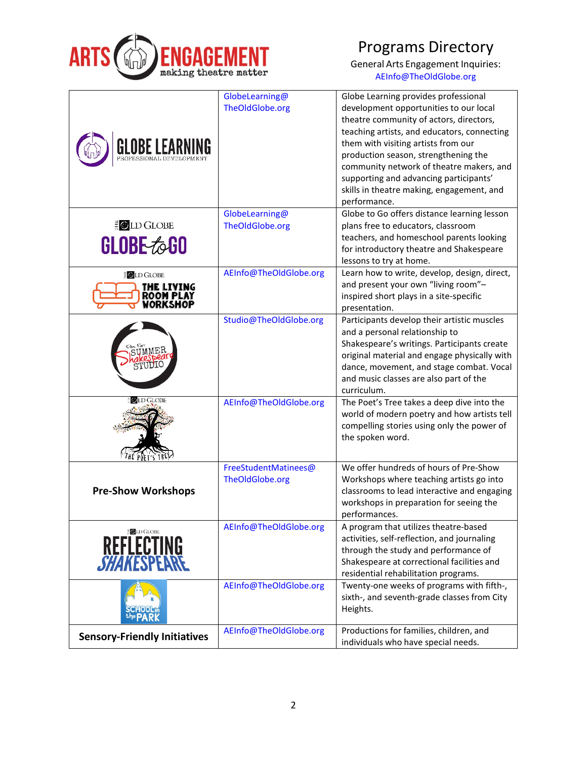# Programs Directory

General Arts Engagement Inquiries:
AEInfo@TheOldGlobe.org

| Program | Contact | Description |
|---|---|---|
| Globe Learning – Professional Development | GlobeLearning@TheOldGlobe.org | Globe Learning provides professional development opportunities to our local theatre community of actors, directors, teaching artists, and educators, connecting them with visiting artists from our production season, strengthening the community network of theatre makers, and supporting and advancing participants' skills in theatre making, engagement, and performance. |
| The Old Globe – Globe to Go | GlobeLearning@TheOldGlobe.org | Globe to Go offers distance learning lesson plans free to educators, classroom teachers, and homeschool parents looking for introductory theatre and Shakespeare lessons to try at home. |
| The Old Globe – The Living Room Play Workshop | AEInfo@TheOldGlobe.org | Learn how to write, develop, design, direct, and present your own "living room"–inspired short plays in a site-specific presentation. |
| Summer Shakespeare Studio | Studio@TheOldGlobe.org | Participants develop their artistic muscles and a personal relationship to Shakespeare's writings. Participants create original material and engage physically with dance, movement, and stage combat. Vocal and music classes are also part of the curriculum. |
| The Old Globe – The Poet's Tree | AEInfo@TheOldGlobe.org | The Poet's Tree takes a deep dive into the world of modern poetry and how artists tell compelling stories using only the power of the spoken word. |
| **Pre-Show Workshops** | FreeStudentMatinees@TheOldGlobe.org | We offer hundreds of hours of Pre-Show Workshops where teaching artists go into classrooms to lead interactive and engaging workshops in preparation for seeing the performances. |
| The Old Globe – Reflecting Shakespeare | AEInfo@TheOldGlobe.org | A program that utilizes theatre-based activities, self-reflection, and journaling through the study and performance of Shakespeare at correctional facilities and residential rehabilitation programs. |
| School in the Park | AEInfo@TheOldGlobe.org | Twenty-one weeks of programs with fifth-, sixth-, and seventh-grade classes from City Heights. |
| **Sensory-Friendly Initiatives** | AEInfo@TheOldGlobe.org | Productions for families, children, and individuals who have special needs. |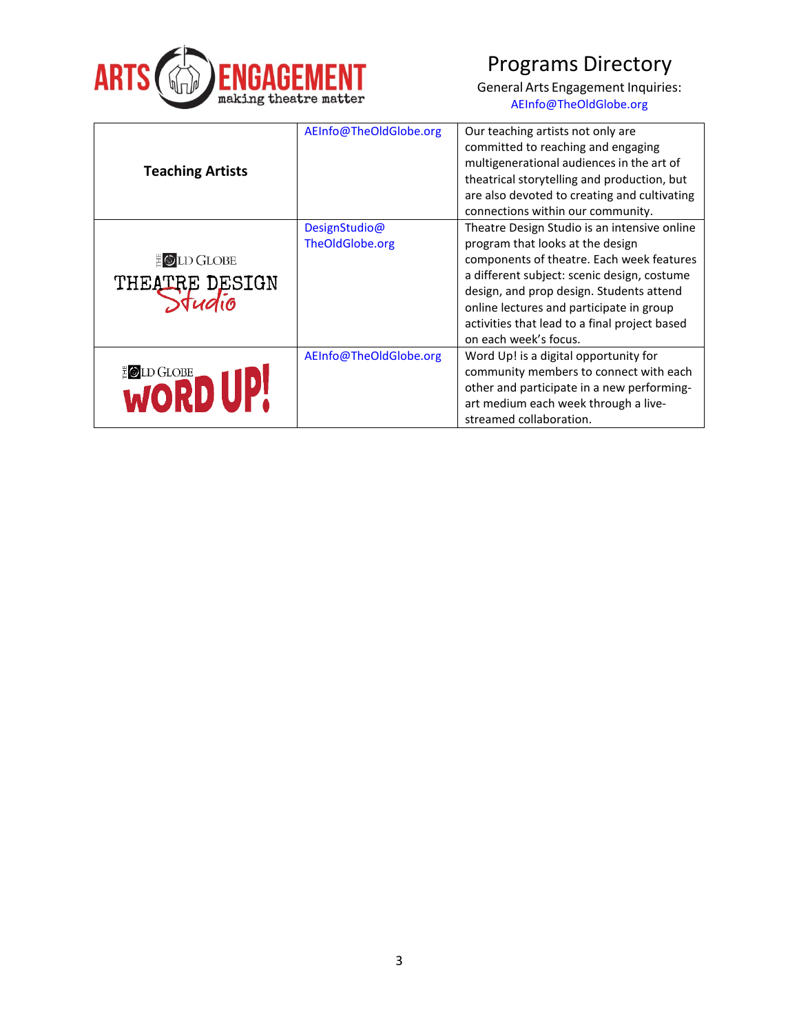# Programs Directory

General Arts Engagement Inquiries:
AEInfo@TheOldGlobe.org

| | | |
|---|---|---|
| **Teaching Artists** | AEInfo@TheOldGlobe.org | Our teaching artists not only are committed to reaching and engaging multigenerational audiences in the art of theatrical storytelling and production, but are also devoted to creating and cultivating connections within our community. |
| The Old Globe Theatre Design Studio | DesignStudio@TheOldGlobe.org | Theatre Design Studio is an intensive online program that looks at the design components of theatre. Each week features a different subject: scenic design, costume design, and prop design. Students attend online lectures and participate in group activities that lead to a final project based on each week's focus. |
| The Old Globe Word Up! | AEInfo@TheOldGlobe.org | Word Up! is a digital opportunity for community members to connect with each other and participate in a new performing-art medium each week through a live-streamed collaboration. |